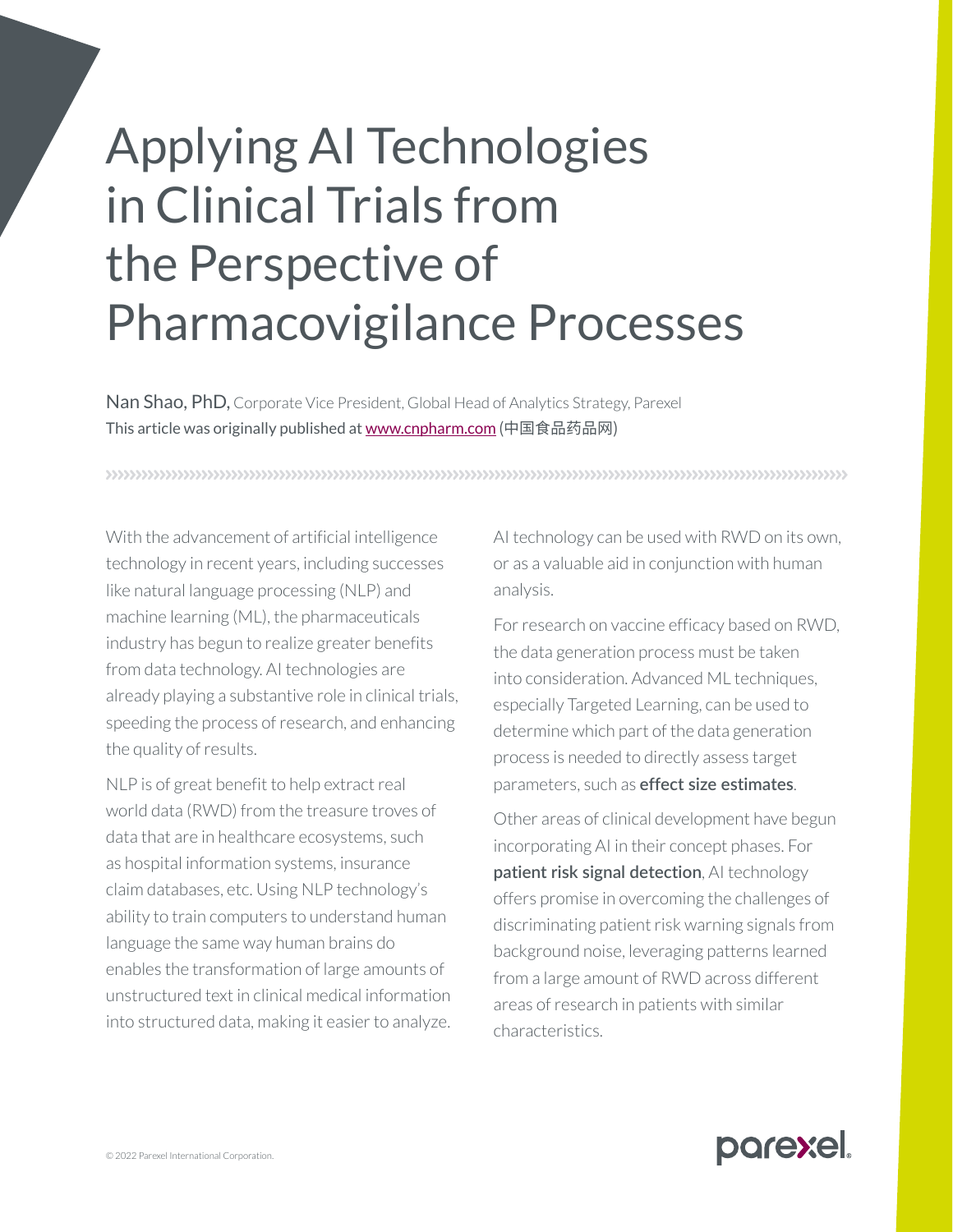# Applying AI Technologies in Clinical Trials from the Perspective of Pharmacovigilance Processes

Nan Shao, PhD, Corporate Vice President, Global Head of Analytics Strategy, Parexel
This article was originally published at www.cnpharm.com (中国食品药品网)

With the advancement of artificial intelligence technology in recent years, including successes like natural language processing (NLP) and machine learning (ML), the pharmaceuticals industry has begun to realize greater benefits from data technology. AI technologies are already playing a substantive role in clinical trials, speeding the process of research, and enhancing the quality of results.

NLP is of great benefit to help extract real world data (RWD) from the treasure troves of data that are in healthcare ecosystems, such as hospital information systems, insurance claim databases, etc. Using NLP technology's ability to train computers to understand human language the same way human brains do enables the transformation of large amounts of unstructured text in clinical medical information into structured data, making it easier to analyze. AI technology can be used with RWD on its own, or as a valuable aid in conjunction with human analysis.

For research on vaccine efficacy based on RWD, the data generation process must be taken into consideration. Advanced ML techniques, especially Targeted Learning, can be used to determine which part of the data generation process is needed to directly assess target parameters, such as **effect size estimates**.

Other areas of clinical development have begun incorporating AI in their concept phases. For **patient risk signal detection**, AI technology offers promise in overcoming the challenges of discriminating patient risk warning signals from background noise, leveraging patterns learned from a large amount of RWD across different areas of research in patients with similar characteristics.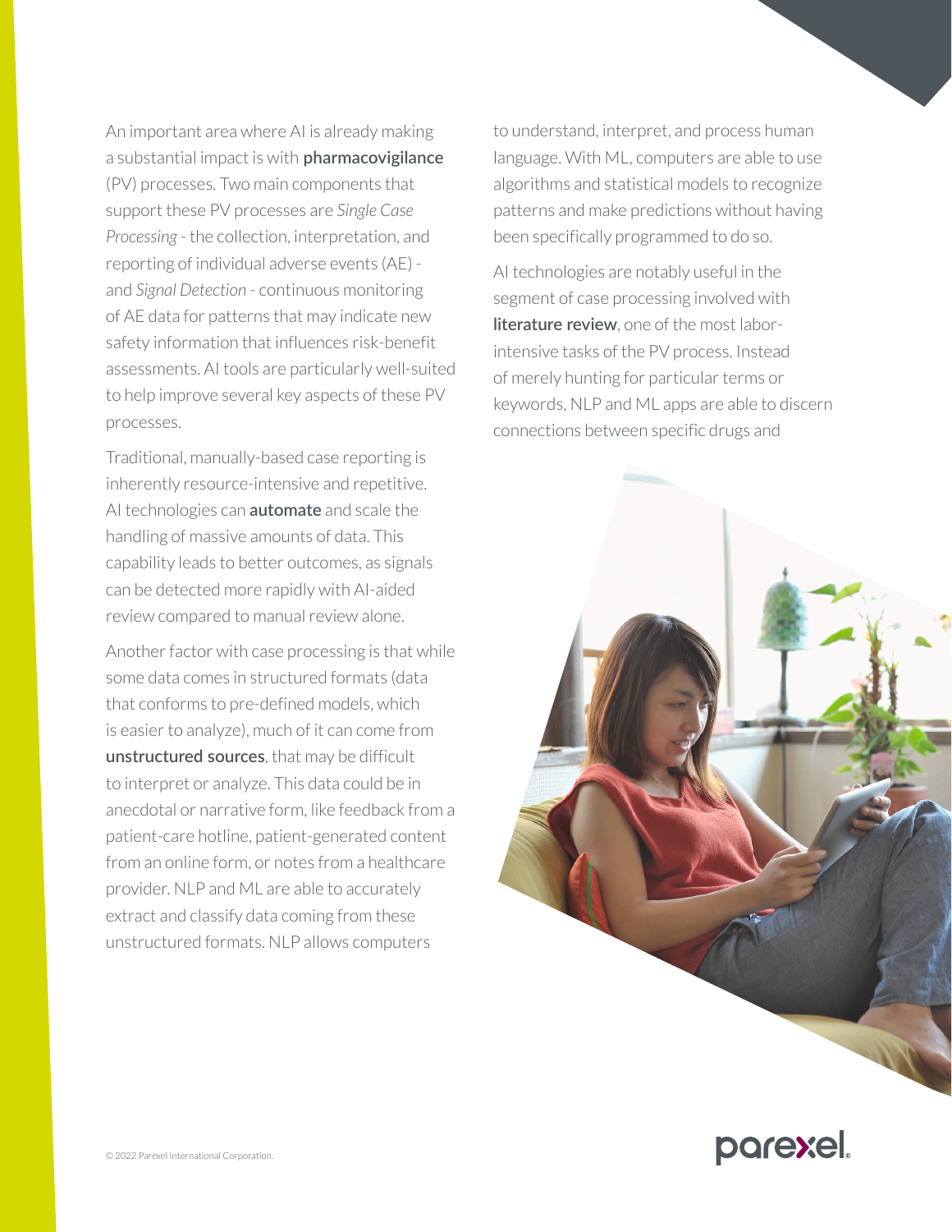An important area where AI is already making a substantial impact is with **pharmacovigilance** (PV) processes. Two main components that support these PV processes are *Single Case Processing* - the collection, interpretation, and reporting of individual adverse events (AE) - and *Signal Detection* - continuous monitoring of AE data for patterns that may indicate new safety information that influences risk-benefit assessments. AI tools are particularly well-suited to help improve several key aspects of these PV processes.

Traditional, manually-based case reporting is inherently resource-intensive and repetitive. AI technologies can **automate** and scale the handling of massive amounts of data. This capability leads to better outcomes, as signals can be detected more rapidly with AI-aided review compared to manual review alone.

Another factor with case processing is that while some data comes in structured formats (data that conforms to pre-defined models, which is easier to analyze), much of it can come from **unstructured sources**, that may be difficult to interpret or analyze. This data could be in anecdotal or narrative form, like feedback from a patient-care hotline, patient-generated content from an online form, or notes from a healthcare provider. NLP and ML are able to accurately extract and classify data coming from these unstructured formats. NLP allows computers to understand, interpret, and process human language. With ML, computers are able to use algorithms and statistical models to recognize patterns and make predictions without having been specifically programmed to do so.

AI technologies are notably useful in the segment of case processing involved with **literature review**, one of the most labor-intensive tasks of the PV process. Instead of merely hunting for particular terms or keywords, NLP and ML apps are able to discern connections between specific drugs and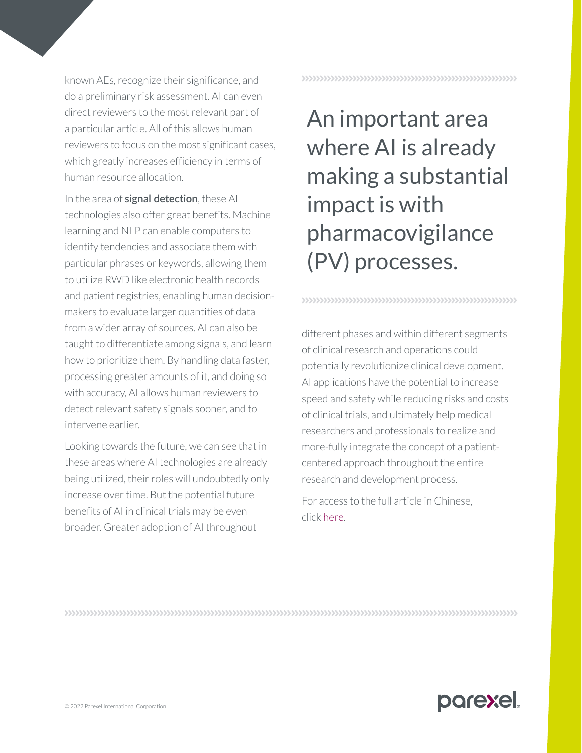known AEs, recognize their significance, and do a preliminary risk assessment. AI can even direct reviewers to the most relevant part of a particular article. All of this allows human reviewers to focus on the most significant cases, which greatly increases efficiency in terms of human resource allocation.

In the area of **signal detection**, these AI technologies also offer great benefits. Machine learning and NLP can enable computers to identify tendencies and associate them with particular phrases or keywords, allowing them to utilize RWD like electronic health records and patient registries, enabling human decision-makers to evaluate larger quantities of data from a wider array of sources. AI can also be taught to differentiate among signals, and learn how to prioritize them. By handling data faster, processing greater amounts of it, and doing so with accuracy, AI allows human reviewers to detect relevant safety signals sooner, and to intervene earlier.

Looking towards the future, we can see that in these areas where AI technologies are already being utilized, their roles will undoubtedly only increase over time. But the potential future benefits of AI in clinical trials may be even broader. Greater adoption of AI throughout different phases and within different segments of clinical research and operations could potentially revolutionize clinical development. AI applications have the potential to increase speed and safety while reducing risks and costs of clinical trials, and ultimately help medical researchers and professionals to realize and more-fully integrate the concept of a patient-centered approach throughout the entire research and development process.

> An important area where AI is already making a substantial impact is with pharmacovigilance (PV) processes.

For access to the full article in Chinese, click [here].

© 2022 Parexel International Corporation.